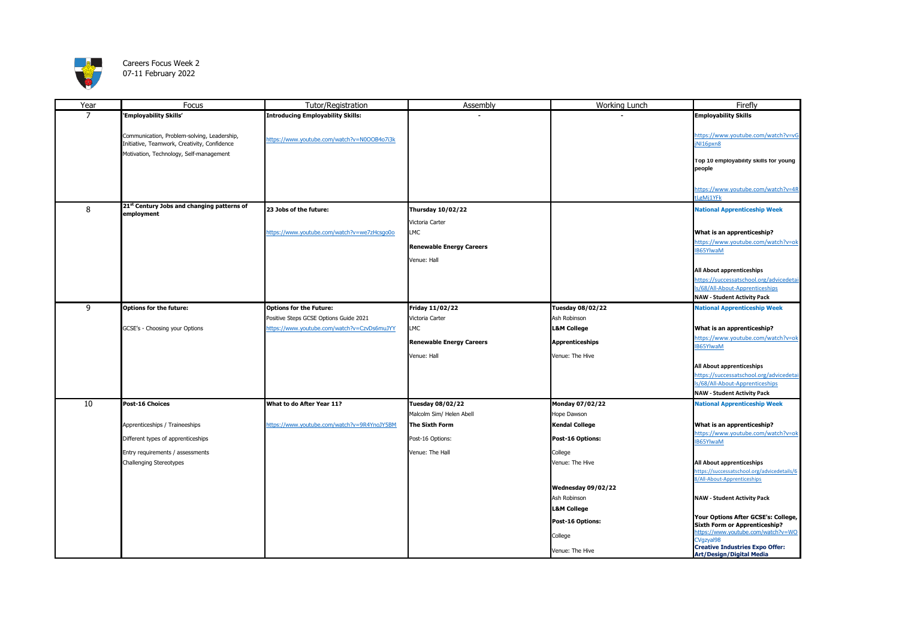Careers Focus Week 2
07-11 February 2022

| Year | Focus | Tutor/Registration | Assembly | Working Lunch | Firefly |
|---|---|---|---|---|---|
| 7 | **'Employability Skills'**<br><br>Communication, Problem-solving, Leadership, Initiative, Teamwork, Creativity, Confidence<br>Motivation, Technology, Self-management | **Introducing Employability Skills:**<br><br>https://www.youtube.com/watch?v=N0OOB4o7i3k | - | - | **Employability Skills**<br><br>https://www.youtube.com/watch?v=vGjNI16pxn8<br><br>**Top 10 employability skills for young people**<br><br>https://www.youtube.com/watch?v=4RtLgMj1YFk |
| 8 | **21st Century Jobs and changing patterns of employment** | **23 Jobs of the future:**<br><br>https://www.youtube.com/watch?v=we7zHcsgo0o | **Thursday 10/02/22**<br>Victoria Carter<br>LMC<br>**Renewable Energy Careers**<br>Venue: Hall | | **National Apprenticeship Week**<br><br>**What is an apprenticeship?**<br>https://www.youtube.com/watch?v=okIB65YlwaM<br><br>**All About apprenticeships**<br>https://successatschool.org/advicedetails/68/All-About-Apprenticeships<br>**NAW - Student Activity Pack** |
| 9 | **Options for the future:**<br><br>GCSE's - Choosing your Options | **Options for the Future:**<br>Positive Steps GCSE Options Guide 2021<br>https://www.youtube.com/watch?v=CzvDs6muJYY | **Friday 11/02/22**<br>Victoria Carter<br>LMC<br>**Renewable Energy Careers**<br>Venue: Hall | **Tuesday 08/02/22**<br>Ash Robinson<br>**L&M College**<br>**Apprenticeships**<br>Venue: The Hive | **National Apprenticeship Week**<br><br>**What is an apprenticeship?**<br>https://www.youtube.com/watch?v=okIB65YlwaM<br><br>**All About apprenticeships**<br>https://successatschool.org/advicedetails/68/All-About-Apprenticeships<br>**NAW - Student Activity Pack** |
| 10 | **Post-16 Choices**<br><br>Apprenticeships / Traineeships<br>Different types of apprenticeships<br>Entry requirements / assessments<br>Challenging Stereotypes | **What to do After Year 11?**<br><br>https://www.youtube.com/watch?v=9R4YnoJY5BM | **Tuesday 08/02/22**<br>Malcolm Sim/ Helen Abell<br>**The Sixth Form**<br>Post-16 Options:<br>Venue: The Hall | **Monday 07/02/22**<br>Hope Dawson<br>**Kendal College**<br>**Post-16 Options:**<br>College<br>Venue: The Hive<br><br>**Wednesday 09/02/22**<br>Ash Robinson<br>**L&M College**<br>**Post-16 Options:**<br>College<br>Venue: The Hive | **National Apprenticeship Week**<br><br>**What is an apprenticeship?**<br>https://www.youtube.com/watch?v=okIB65YlwaM<br><br>**All About apprenticeships**<br>https://successatschool.org/advicedetails/68/All-About-Apprenticeships<br><br>**NAW - Student Activity Pack**<br><br>**Your Options After GCSE's: College, Sixth Form or Apprenticeship?**<br>https://www.youtube.com/watch?v=WOCVgzyal98<br>**Creative Industries Expo Offer: Art/Design/Digital Media** |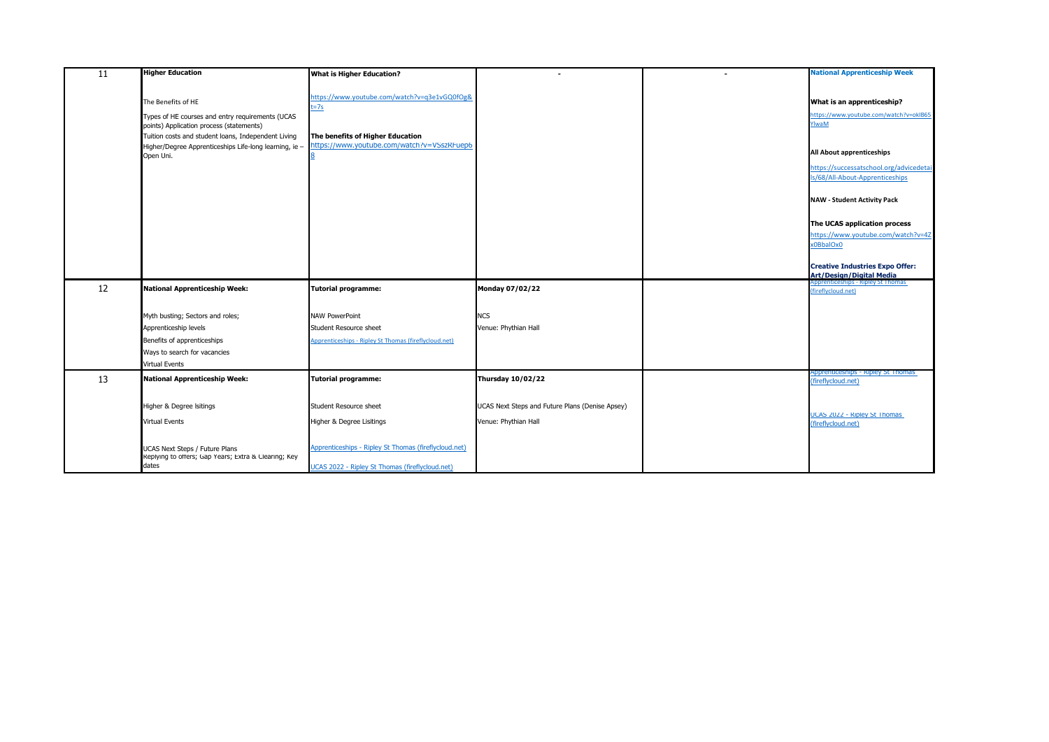| | | | | | |
|---|---|---|---|---|---|
| 11 | **Higher Education**<br><br>The Benefits of HE<br>Types of HE courses and entry requirements (UCAS points) Application process (statements)<br>Tuition costs and student loans, Independent Living<br>Higher/Degree Apprenticeships Life-long learning, ie – Open Uni. | **What is Higher Education?**<br><br>https://www.youtube.com/watch?v=q3e1vGQ0fOg&t=7s<br><br>**The benefits of Higher Education**<br>https://www.youtube.com/watch?v=VSszRFuep68 | - | - | **National Apprenticeship Week**<br><br>**What is an apprenticeship?**<br>https://www.youtube.com/watch?v=okIB65YlwaM<br><br>**All About apprenticeships**<br>https://successatschool.org/advicedetails/68/All-About-Apprenticeships<br><br>**NAW - Student Activity Pack**<br><br>**The UCAS application process**<br>https://www.youtube.com/watch?v=4Zx0BbalOx0<br><br>**Creative Industries Expo Offer: Art/Design/Digital Media** |
| 12 | **National Apprenticeship Week:**<br><br>Myth busting; Sectors and roles;<br>Apprenticeship levels<br>Benefits of apprenticeships<br>Ways to search for vacancies<br>Virtual Events | **Tutorial programme:**<br><br>NAW PowerPoint<br>Student Resource sheet<br>Apprenticeships - Ripley St Thomas (fireflycloud.net) | **Monday 07/02/22**<br><br>NCS<br>Venue: Phythian Hall | | Apprenticeships - Ripley St Thomas (fireflycloud.net) |
| 13 | **National Apprenticeship Week:**<br><br>Higher & Degree lsitings<br>Virtual Events<br><br>UCAS Next Steps / Future Plans<br>Replying to offers; Gap Years; Extra & Clearing; Key dates | **Tutorial programme:**<br><br>Student Resource sheet<br>Higher & Degree Lisitings<br><br>Apprenticeships - Ripley St Thomas (fireflycloud.net)<br><br>UCAS 2022 - Ripley St Thomas (fireflycloud.net) | **Thursday 10/02/22**<br><br>UCAS Next Steps and Future Plans (Denise Apsey)<br>Venue: Phythian Hall | | Apprenticeships - Ripley St Thomas (fireflycloud.net)<br><br>UCAS 2022 - Ripley St Thomas (fireflycloud.net) |